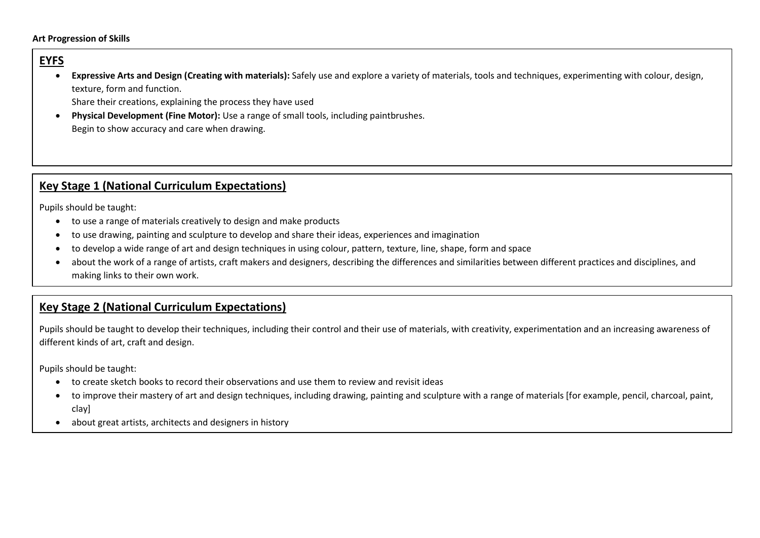**Art Progression of Skills**

## EYFS

- **Expressive Arts and Design (Creating with materials):** Safely use and explore a variety of materials, tools and techniques, experimenting with colour, design, texture, form and function.
  Share their creations, explaining the process they have used
- **Physical Development (Fine Motor):** Use a range of small tools, including paintbrushes.
  Begin to show accuracy and care when drawing.

## Key Stage 1 (National Curriculum Expectations)

Pupils should be taught:

- to use a range of materials creatively to design and make products
- to use drawing, painting and sculpture to develop and share their ideas, experiences and imagination
- to develop a wide range of art and design techniques in using colour, pattern, texture, line, shape, form and space
- about the work of a range of artists, craft makers and designers, describing the differences and similarities between different practices and disciplines, and making links to their own work.

## Key Stage 2 (National Curriculum Expectations)

Pupils should be taught to develop their techniques, including their control and their use of materials, with creativity, experimentation and an increasing awareness of different kinds of art, craft and design.

Pupils should be taught:

- to create sketch books to record their observations and use them to review and revisit ideas
- to improve their mastery of art and design techniques, including drawing, painting and sculpture with a range of materials [for example, pencil, charcoal, paint, clay]
- about great artists, architects and designers in history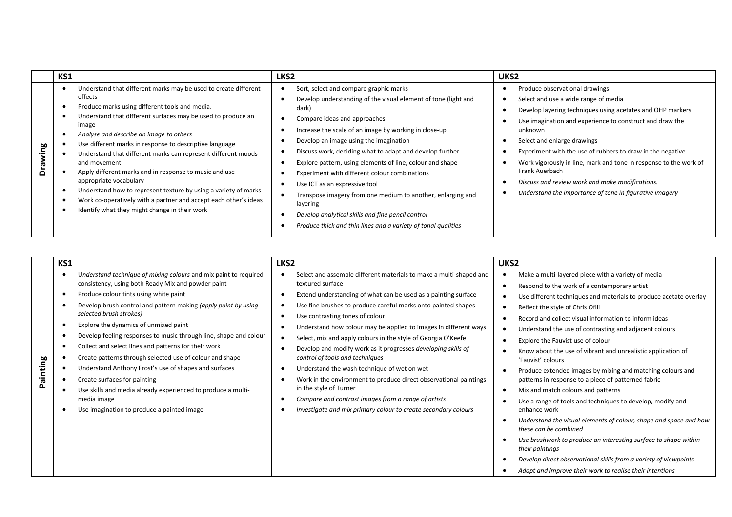| | KS1 | LKS2 | UKS2 |
|---|---|---|---|
| **Drawing** | • Understand that different marks may be used to create different effects<br>• Produce marks using different tools and media.<br>• Understand that different surfaces may be used to produce an image<br>• *Analyse and describe an image to others*<br>• Use different marks in response to descriptive language<br>• Understand that different marks can represent different moods and movement<br>• Apply different marks and in response to music and use appropriate vocabulary<br>• Understand how to represent texture by using a variety of marks<br>• Work co-operatively with a partner and accept each other's ideas<br>• Identify what they might change in their work | • Sort, select and compare graphic marks<br>• Develop understanding of the visual element of tone (light and dark)<br>• Compare ideas and approaches<br>• Increase the scale of an image by working in close-up<br>• Develop an image using the imagination<br>• Discuss work, deciding what to adapt and develop further<br>• Explore pattern, using elements of line, colour and shape<br>• Experiment with different colour combinations<br>• Use ICT as an expressive tool<br>• Transpose imagery from one medium to another, enlarging and layering<br>• *Develop analytical skills and fine pencil control*<br>• *Produce thick and thin lines and a variety of tonal qualities* | • Produce observational drawings<br>• Select and use a wide range of media<br>• Develop layering techniques using acetates and OHP markers<br>• Use imagination and experience to construct and draw the unknown<br>• Select and enlarge drawings<br>• Experiment with the use of rubbers to draw in the negative<br>• Work vigorously in line, mark and tone in response to the work of Frank Auerbach<br>• *Discuss and review work and make modifications.*<br>• *Understand the importance of tone in figurative imagery* |

| | KS1 | LKS2 | UKS2 |
|---|---|---|---|
| **Painting** | • *Understand technique of mixing colours* and mix paint to required consistency, using both Ready Mix and powder paint<br>• Produce colour tints using white paint<br>• Develop brush control and pattern making *(apply paint by using selected brush strokes)*<br>• Explore the dynamics of unmixed paint<br>• Develop feeling responses to music through line, shape and colour<br>• Collect and select lines and patterns for their work<br>• Create patterns through selected use of colour and shape<br>• Understand Anthony Frost's use of shapes and surfaces<br>• Create surfaces for painting<br>• Use skills and media already experienced to produce a multi-media image<br>• Use imagination to produce a painted image | • Select and assemble different materials to make a multi-shaped and textured surface<br>• Extend understanding of what can be used as a painting surface<br>• Use fine brushes to produce careful marks onto painted shapes<br>• Use contrasting tones of colour<br>• Understand how colour may be applied to images in different ways<br>• Select, mix and apply colours in the style of Georgia O'Keefe<br>• Develop and modify work as it progresses *developing skills of control of tools and techniques*<br>• Understand the wash technique of wet on wet<br>• Work in the environment to produce direct observational paintings in the style of Turner<br>• *Compare and contrast images from a range of artists*<br>• *Investigate and mix primary colour to create secondary colours* | • Make a multi-layered piece with a variety of media<br>• Respond to the work of a contemporary artist<br>• Use different techniques and materials to produce acetate overlay<br>• Reflect the style of Chris Ofili<br>• Record and collect visual information to inform ideas<br>• Understand the use of contrasting and adjacent colours<br>• Explore the Fauvist use of colour<br>• Know about the use of vibrant and unrealistic application of 'Fauvist' colours<br>• Produce extended images by mixing and matching colours and patterns in response to a piece of patterned fabric<br>• Mix and match colours and patterns<br>• Use a range of tools and techniques to develop, modify and enhance work<br>• *Understand the visual elements of colour, shape and space and how these can be combined*<br>• *Use brushwork to produce an interesting surface to shape within their paintings*<br>• *Develop direct observational skills from a variety of viewpoints*<br>• *Adapt and improve their work to realise their intentions* |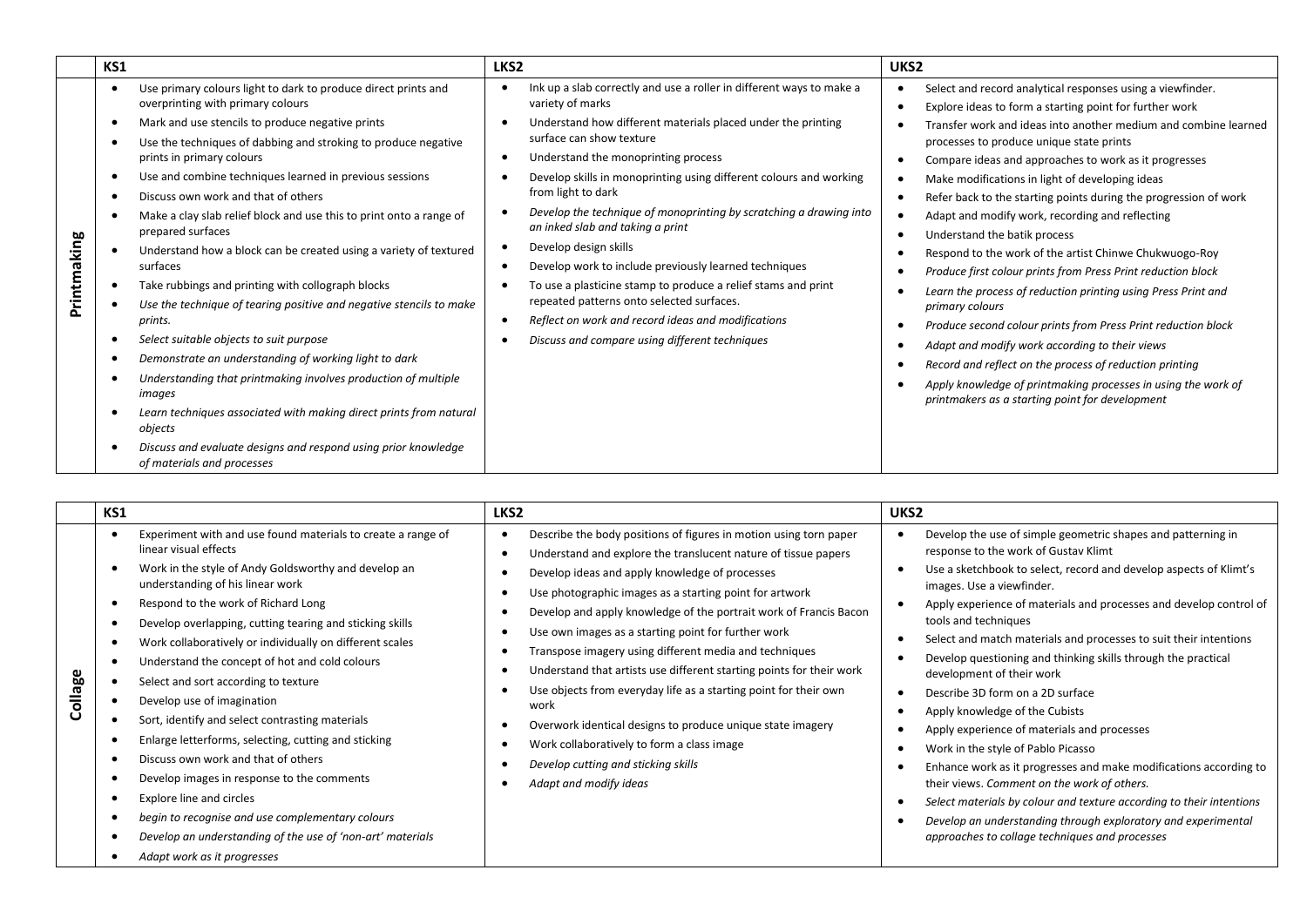| | KS1 | LKS2 | UKS2 |
|---|---|---|---|
| **Printmaking** | • Use primary colours light to dark to produce direct prints and overprinting with primary colours<br>• Mark and use stencils to produce negative prints<br>• Use the techniques of dabbing and stroking to produce negative prints in primary colours<br>• Use and combine techniques learned in previous sessions<br>• Discuss own work and that of others<br>• Make a clay slab relief block and use this to print onto a range of prepared surfaces<br>• Understand how a block can be created using a variety of textured surfaces<br>• Take rubbings and printing with collograph blocks<br>• *Use the technique of tearing positive and negative stencils to make prints.*<br>• *Select suitable objects to suit purpose*<br>• *Demonstrate an understanding of working light to dark*<br>• *Understanding that printmaking involves production of multiple images*<br>• *Learn techniques associated with making direct prints from natural objects*<br>• *Discuss and evaluate designs and respond using prior knowledge of materials and processes* | • Ink up a slab correctly and use a roller in different ways to make a variety of marks<br>• Understand how different materials placed under the printing surface can show texture<br>• Understand the monoprinting process<br>• Develop skills in monoprinting using different colours and working from light to dark<br>• *Develop the technique of monoprinting by scratching a drawing into an inked slab and taking a print*<br>• Develop design skills<br>• Develop work to include previously learned techniques<br>• To use a plasticine stamp to produce a relief stams and print repeated patterns onto selected surfaces.<br>• *Reflect on work and record ideas and modifications*<br>• *Discuss and compare using different techniques* | • Select and record analytical responses using a viewfinder.<br>• Explore ideas to form a starting point for further work<br>• Transfer work and ideas into another medium and combine learned processes to produce unique state prints<br>• Compare ideas and approaches to work as it progresses<br>• Make modifications in light of developing ideas<br>• Refer back to the starting points during the progression of work<br>• Adapt and modify work, recording and reflecting<br>• Understand the batik process<br>• Respond to the work of the artist Chinwe Chukwuogo-Roy<br>• *Produce first colour prints from Press Print reduction block*<br>• *Learn the process of reduction printing using Press Print and primary colours*<br>• *Produce second colour prints from Press Print reduction block*<br>• *Adapt and modify work according to their views*<br>• *Record and reflect on the process of reduction printing*<br>• *Apply knowledge of printmaking processes in using the work of printmakers as a starting point for development* |

| | KS1 | LKS2 | UKS2 |
|---|---|---|---|
| **Collage** | • Experiment with and use found materials to create a range of linear visual effects<br>• Work in the style of Andy Goldsworthy and develop an understanding of his linear work<br>• Respond to the work of Richard Long<br>• Develop overlapping, cutting tearing and sticking skills<br>• Work collaboratively or individually on different scales<br>• Understand the concept of hot and cold colours<br>• Select and sort according to texture<br>• Develop use of imagination<br>• Sort, identify and select contrasting materials<br>• Enlarge letterforms, selecting, cutting and sticking<br>• Discuss own work and that of others<br>• Develop images in response to the comments<br>• Explore line and circles<br>• *begin to recognise and use complementary colours*<br>• *Develop an understanding of the use of 'non-art' materials*<br>• *Adapt work as it progresses* | • Describe the body positions of figures in motion using torn paper<br>• Understand and explore the translucent nature of tissue papers<br>• Develop ideas and apply knowledge of processes<br>• Use photographic images as a starting point for artwork<br>• Develop and apply knowledge of the portrait work of Francis Bacon<br>• Use own images as a starting point for further work<br>• Transpose imagery using different media and techniques<br>• Understand that artists use different starting points for their work<br>• Use objects from everyday life as a starting point for their own work<br>• Overwork identical designs to produce unique state imagery<br>• Work collaboratively to form a class image<br>• *Develop cutting and sticking skills*<br>• *Adapt and modify ideas* | • Develop the use of simple geometric shapes and patterning in response to the work of Gustav Klimt<br>• Use a sketchbook to select, record and develop aspects of Klimt's images. Use a viewfinder.<br>• Apply experience of materials and processes and develop control of tools and techniques<br>• Select and match materials and processes to suit their intentions<br>• Develop questioning and thinking skills through the practical development of their work<br>• Describe 3D form on a 2D surface<br>• Apply knowledge of the Cubists<br>• Apply experience of materials and processes<br>• Work in the style of Pablo Picasso<br>• Enhance work as it progresses and make modifications according to their views. *Comment on the work of others.*<br>• *Select materials by colour and texture according to their intentions*<br>• *Develop an understanding through exploratory and experimental approaches to collage techniques and processes* |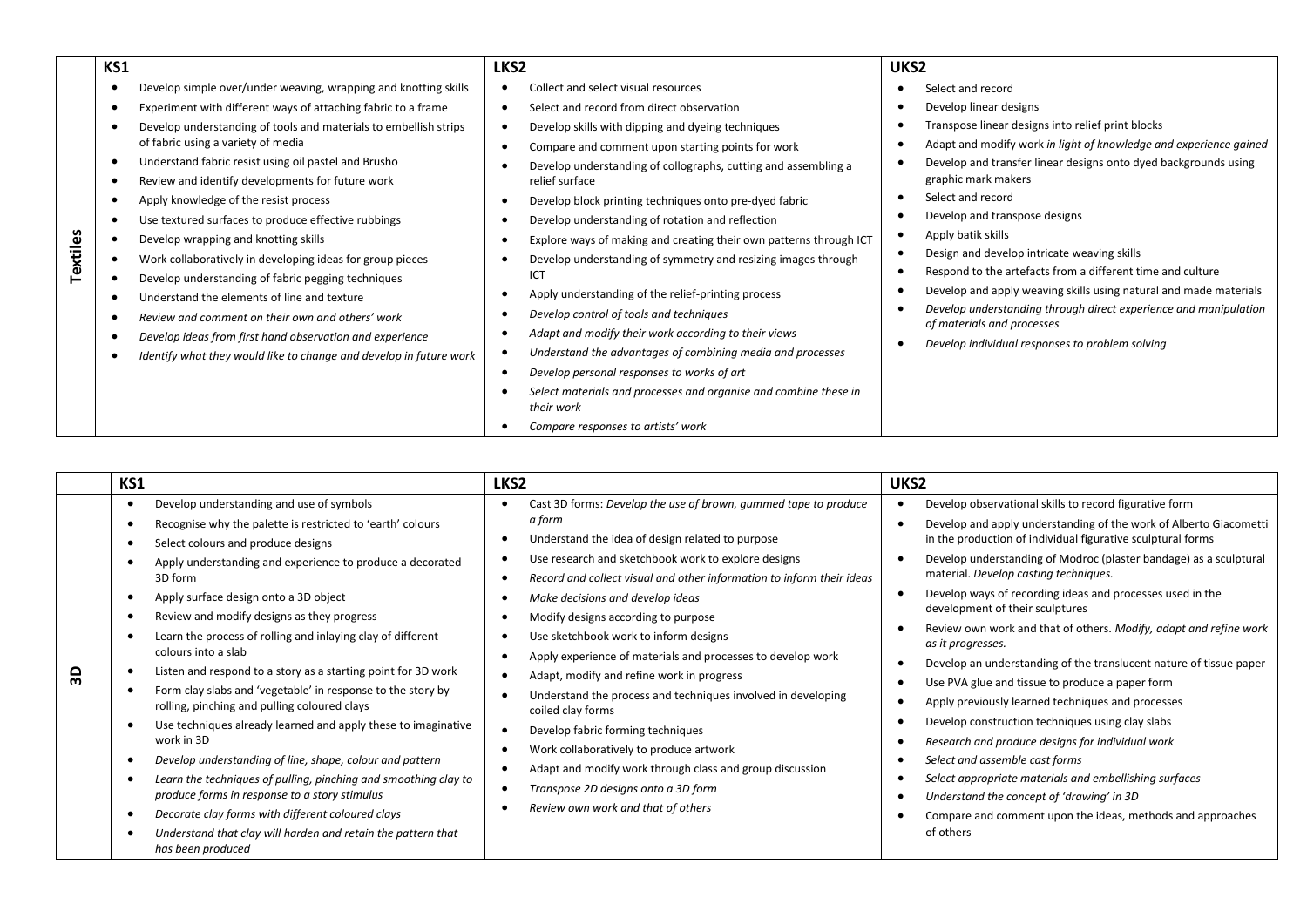| | KS1 | LKS2 | UKS2 |
|---|---|---|---|
| **Textiles** | • Develop simple over/under weaving, wrapping and knotting skills<br>• Experiment with different ways of attaching fabric to a frame<br>• Develop understanding of tools and materials to embellish strips of fabric using a variety of media<br>• Understand fabric resist using oil pastel and Brusho<br>• Review and identify developments for future work<br>• Apply knowledge of the resist process<br>• Use textured surfaces to produce effective rubbings<br>• Develop wrapping and knotting skills<br>• Work collaboratively in developing ideas for group pieces<br>• Develop understanding of fabric pegging techniques<br>• Understand the elements of line and texture<br>• *Review and comment on their own and others' work*<br>• *Develop ideas from first hand observation and experience*<br>• *Identify what they would like to change and develop in future work* | • Collect and select visual resources<br>• Select and record from direct observation<br>• Develop skills with dipping and dyeing techniques<br>• Compare and comment upon starting points for work<br>• Develop understanding of collographs, cutting and assembling a relief surface<br>• Develop block printing techniques onto pre-dyed fabric<br>• Develop understanding of rotation and reflection<br>• Explore ways of making and creating their own patterns through ICT<br>• Develop understanding of symmetry and resizing images through ICT<br>• Apply understanding of the relief-printing process<br>• *Develop control of tools and techniques*<br>• *Adapt and modify their work according to their views*<br>• *Understand the advantages of combining media and processes*<br>• *Develop personal responses to works of art*<br>• *Select materials and processes and organise and combine these in their work*<br>• *Compare responses to artists' work* | • Select and record<br>• Develop linear designs<br>• Transpose linear designs into relief print blocks<br>• Adapt and modify work *in light of knowledge and experience gained*<br>• Develop and transfer linear designs onto dyed backgrounds using graphic mark makers<br>• Select and record<br>• Develop and transpose designs<br>• Apply batik skills<br>• Design and develop intricate weaving skills<br>• Respond to the artefacts from a different time and culture<br>• Develop and apply weaving skills using natural and made materials<br>• *Develop understanding through direct experience and manipulation of materials and processes*<br>• *Develop individual responses to problem solving* |

| | KS1 | LKS2 | UKS2 |
|---|---|---|---|
| **3D** | • Develop understanding and use of symbols<br>• Recognise why the palette is restricted to 'earth' colours<br>• Select colours and produce designs<br>• Apply understanding and experience to produce a decorated 3D form<br>• Apply surface design onto a 3D object<br>• Review and modify designs as they progress<br>• Learn the process of rolling and inlaying clay of different colours into a slab<br>• Listen and respond to a story as a starting point for 3D work<br>• Form clay slabs and 'vegetable' in response to the story by rolling, pinching and pulling coloured clays<br>• Use techniques already learned and apply these to imaginative work in 3D<br>• *Develop understanding of line, shape, colour and pattern*<br>• *Learn the techniques of pulling, pinching and smoothing clay to produce forms in response to a story stimulus*<br>• *Decorate clay forms with different coloured clays*<br>• *Understand that clay will harden and retain the pattern that has been produced* | • Cast 3D forms: *Develop the use of brown, gummed tape to produce a form*<br>• Understand the idea of design related to purpose<br>• Use research and sketchbook work to explore designs<br>• *Record and collect visual and other information to inform their ideas*<br>• *Make decisions and develop ideas*<br>• Modify designs according to purpose<br>• Use sketchbook work to inform designs<br>• Apply experience of materials and processes to develop work<br>• Adapt, modify and refine work in progress<br>• Understand the process and techniques involved in developing coiled clay forms<br>• Develop fabric forming techniques<br>• Work collaboratively to produce artwork<br>• Adapt and modify work through class and group discussion<br>• *Transpose 2D designs onto a 3D form*<br>• *Review own work and that of others* | • Develop observational skills to record figurative form<br>• Develop and apply understanding of the work of Alberto Giacometti in the production of individual figurative sculptural forms<br>• Develop understanding of Modroc (plaster bandage) as a sculptural material. *Develop casting techniques.*<br>• Develop ways of recording ideas and processes used in the development of their sculptures<br>• Review own work and that of others. *Modify, adapt and refine work as it progresses.*<br>• Develop an understanding of the translucent nature of tissue paper<br>• Use PVA glue and tissue to produce a paper form<br>• Apply previously learned techniques and processes<br>• Develop construction techniques using clay slabs<br>• *Research and produce designs for individual work*<br>• *Select and assemble cast forms*<br>• *Select appropriate materials and embellishing surfaces*<br>• *Understand the concept of 'drawing' in 3D*<br>• Compare and comment upon the ideas, methods and approaches of others |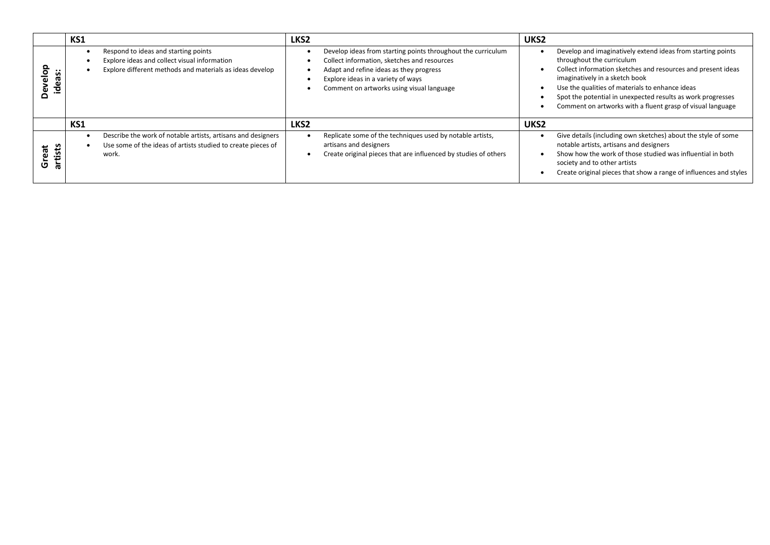| | KS1 | LKS2 | UKS2 |
|---|---|---|---|
| **Develop ideas:** | • Respond to ideas and starting points<br>• Explore ideas and collect visual information<br>• Explore different methods and materials as ideas develop | • Develop ideas from starting points throughout the curriculum<br>• Collect information, sketches and resources<br>• Adapt and refine ideas as they progress<br>• Explore ideas in a variety of ways<br>• Comment on artworks using visual language | • Develop and imaginatively extend ideas from starting points throughout the curriculum<br>• Collect information sketches and resources and present ideas imaginatively in a sketch book<br>• Use the qualities of materials to enhance ideas<br>• Spot the potential in unexpected results as work progresses<br>• Comment on artworks with a fluent grasp of visual language |
| | **KS1** | **LKS2** | **UKS2** |
| **Great artists** | • Describe the work of notable artists, artisans and designers<br>• Use some of the ideas of artists studied to create pieces of work. | • Replicate some of the techniques used by notable artists, artisans and designers<br>• Create original pieces that are influenced by studies of others | • Give details (including own sketches) about the style of some notable artists, artisans and designers<br>• Show how the work of those studied was influential in both society and to other artists<br>• Create original pieces that show a range of influences and styles |